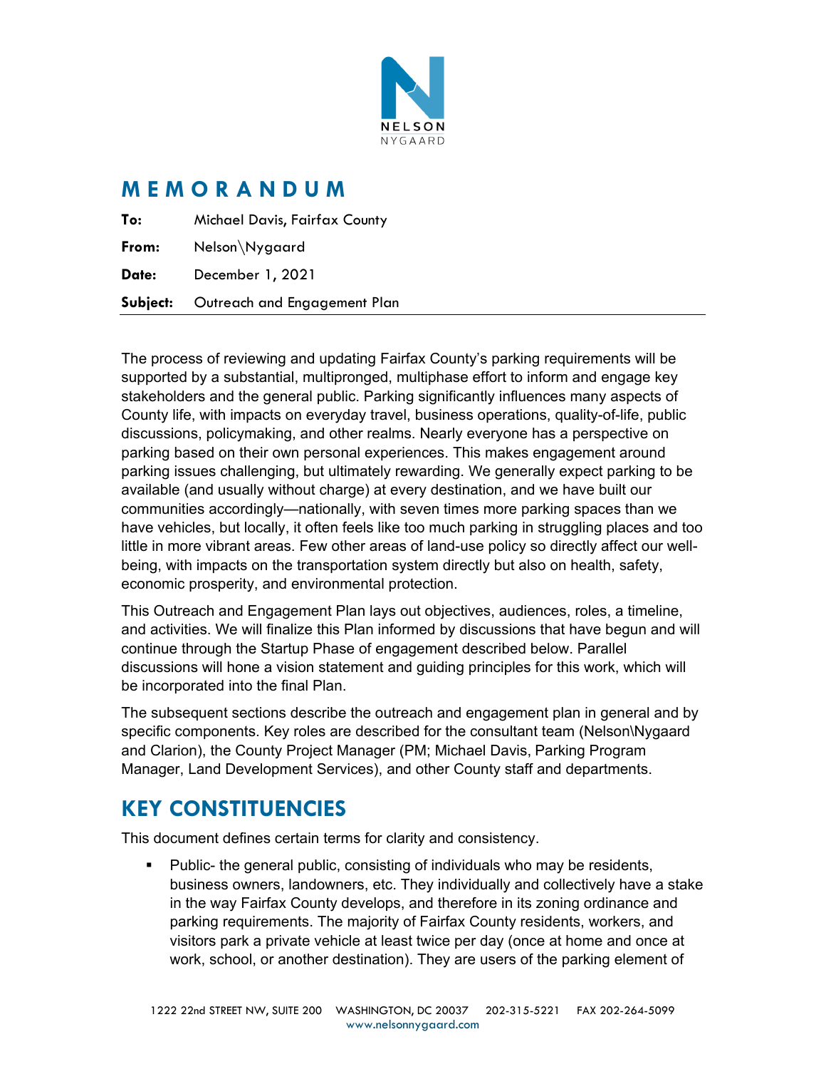# MEMORANDUM

**To:** Michael Davis, Fairfax County

**From:** Nelson\Nygaard

**Date:** December 1, 2021

**Subject:** Outreach and Engagement Plan

The process of reviewing and updating Fairfax County's parking requirements will be supported by a substantial, multipronged, multiphase effort to inform and engage key stakeholders and the general public. Parking significantly influences many aspects of County life, with impacts on everyday travel, business operations, quality-of-life, public discussions, policymaking, and other realms. Nearly everyone has a perspective on parking based on their own personal experiences. This makes engagement around parking issues challenging, but ultimately rewarding. We generally expect parking to be available (and usually without charge) at every destination, and we have built our communities accordingly—nationally, with seven times more parking spaces than we have vehicles, but locally, it often feels like too much parking in struggling places and too little in more vibrant areas. Few other areas of land-use policy so directly affect our well-being, with impacts on the transportation system directly but also on health, safety, economic prosperity, and environmental protection.

This Outreach and Engagement Plan lays out objectives, audiences, roles, a timeline, and activities. We will finalize this Plan informed by discussions that have begun and will continue through the Startup Phase of engagement described below. Parallel discussions will hone a vision statement and guiding principles for this work, which will be incorporated into the final Plan.

The subsequent sections describe the outreach and engagement plan in general and by specific components. Key roles are described for the consultant team (Nelson\Nygaard and Clarion), the County Project Manager (PM; Michael Davis, Parking Program Manager, Land Development Services), and other County staff and departments.

## KEY CONSTITUENCIES

This document defines certain terms for clarity and consistency.

- Public- the general public, consisting of individuals who may be residents, business owners, landowners, etc. They individually and collectively have a stake in the way Fairfax County develops, and therefore in its zoning ordinance and parking requirements. The majority of Fairfax County residents, workers, and visitors park a private vehicle at least twice per day (once at home and once at work, school, or another destination). They are users of the parking element of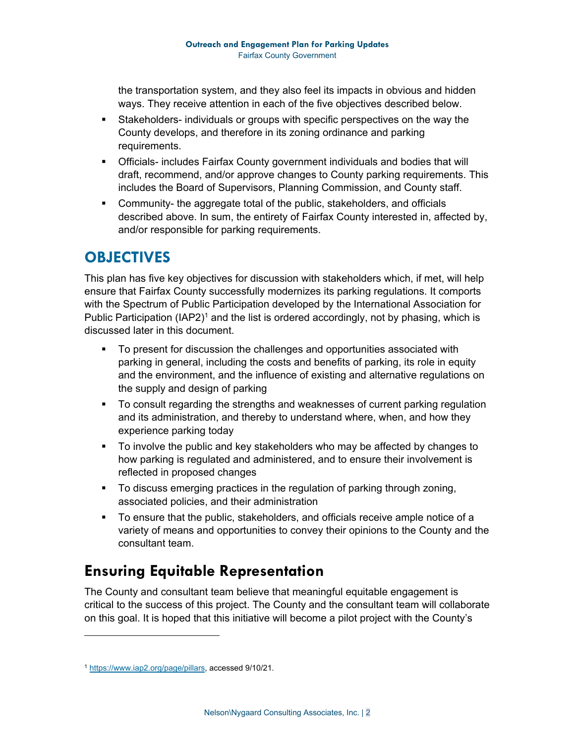the transportation system, and they also feel its impacts in obvious and hidden ways. They receive attention in each of the five objectives described below.

- Stakeholders- individuals or groups with specific perspectives on the way the County develops, and therefore in its zoning ordinance and parking requirements.
- Officials- includes Fairfax County government individuals and bodies that will draft, recommend, and/or approve changes to County parking requirements. This includes the Board of Supervisors, Planning Commission, and County staff.
- Community- the aggregate total of the public, stakeholders, and officials described above. In sum, the entirety of Fairfax County interested in, affected by, and/or responsible for parking requirements.

# OBJECTIVES

This plan has five key objectives for discussion with stakeholders which, if met, will help ensure that Fairfax County successfully modernizes its parking regulations. It comports with the Spectrum of Public Participation developed by the International Association for Public Participation (IAP2)[1] and the list is ordered accordingly, not by phasing, which is discussed later in this document.

- To present for discussion the challenges and opportunities associated with parking in general, including the costs and benefits of parking, its role in equity and the environment, and the influence of existing and alternative regulations on the supply and design of parking
- To consult regarding the strengths and weaknesses of current parking regulation and its administration, and thereby to understand where, when, and how they experience parking today
- To involve the public and key stakeholders who may be affected by changes to how parking is regulated and administered, and to ensure their involvement is reflected in proposed changes
- To discuss emerging practices in the regulation of parking through zoning, associated policies, and their administration
- To ensure that the public, stakeholders, and officials receive ample notice of a variety of means and opportunities to convey their opinions to the County and the consultant team.

## Ensuring Equitable Representation

The County and consultant team believe that meaningful equitable engagement is critical to the success of this project. The County and the consultant team will collaborate on this goal. It is hoped that this initiative will become a pilot project with the County's

[1] https://www.iap2.org/page/pillars, accessed 9/10/21.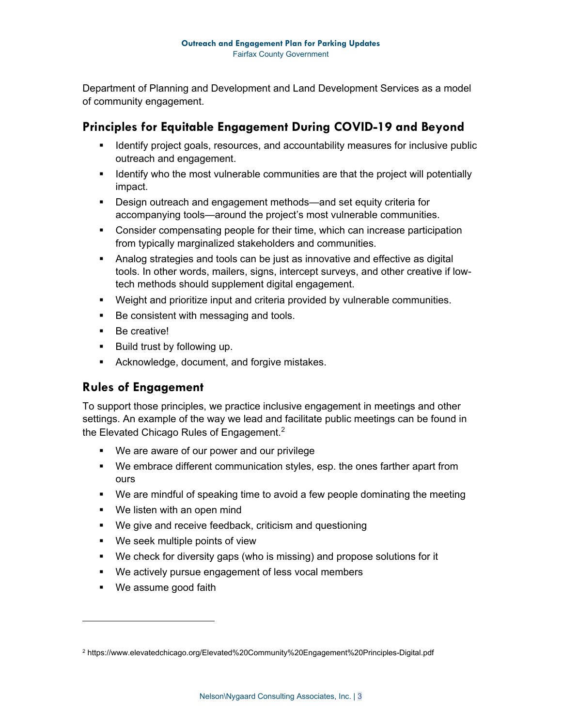Department of Planning and Development and Land Development Services as a model of community engagement.

## Principles for Equitable Engagement During COVID-19 and Beyond

- Identify project goals, resources, and accountability measures for inclusive public outreach and engagement.
- Identify who the most vulnerable communities are that the project will potentially impact.
- Design outreach and engagement methods—and set equity criteria for accompanying tools—around the project's most vulnerable communities.
- Consider compensating people for their time, which can increase participation from typically marginalized stakeholders and communities.
- Analog strategies and tools can be just as innovative and effective as digital tools. In other words, mailers, signs, intercept surveys, and other creative if low-tech methods should supplement digital engagement.
- Weight and prioritize input and criteria provided by vulnerable communities.
- Be consistent with messaging and tools.
- Be creative!
- Build trust by following up.
- Acknowledge, document, and forgive mistakes.

## Rules of Engagement

To support those principles, we practice inclusive engagement in meetings and other settings. An example of the way we lead and facilitate public meetings can be found in the Elevated Chicago Rules of Engagement.[2]

- We are aware of our power and our privilege
- We embrace different communication styles, esp. the ones farther apart from ours
- We are mindful of speaking time to avoid a few people dominating the meeting
- We listen with an open mind
- We give and receive feedback, criticism and questioning
- We seek multiple points of view
- We check for diversity gaps (who is missing) and propose solutions for it
- We actively pursue engagement of less vocal members
- We assume good faith

---

[2] https://www.elevatedchicago.org/Elevated%20Community%20Engagement%20Principles-Digital.pdf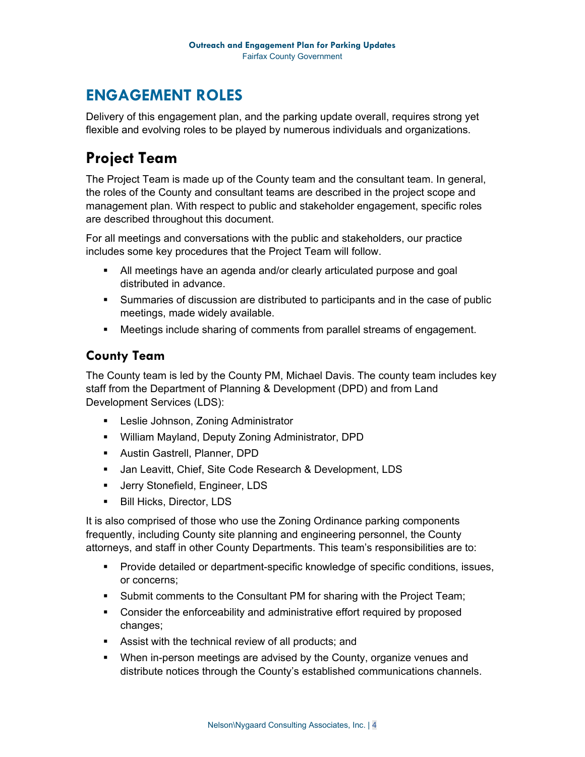# ENGAGEMENT ROLES

Delivery of this engagement plan, and the parking update overall, requires strong yet flexible and evolving roles to be played by numerous individuals and organizations.

## Project Team

The Project Team is made up of the County team and the consultant team. In general, the roles of the County and consultant teams are described in the project scope and management plan. With respect to public and stakeholder engagement, specific roles are described throughout this document.

For all meetings and conversations with the public and stakeholders, our practice includes some key procedures that the Project Team will follow.

- All meetings have an agenda and/or clearly articulated purpose and goal distributed in advance.
- Summaries of discussion are distributed to participants and in the case of public meetings, made widely available.
- Meetings include sharing of comments from parallel streams of engagement.

### County Team

The County team is led by the County PM, Michael Davis. The county team includes key staff from the Department of Planning & Development (DPD) and from Land Development Services (LDS):

- Leslie Johnson, Zoning Administrator
- William Mayland, Deputy Zoning Administrator, DPD
- Austin Gastrell, Planner, DPD
- Jan Leavitt, Chief, Site Code Research & Development, LDS
- Jerry Stonefield, Engineer, LDS
- Bill Hicks, Director, LDS

It is also comprised of those who use the Zoning Ordinance parking components frequently, including County site planning and engineering personnel, the County attorneys, and staff in other County Departments. This team's responsibilities are to:

- Provide detailed or department-specific knowledge of specific conditions, issues, or concerns;
- Submit comments to the Consultant PM for sharing with the Project Team;
- Consider the enforceability and administrative effort required by proposed changes;
- Assist with the technical review of all products; and
- When in-person meetings are advised by the County, organize venues and distribute notices through the County's established communications channels.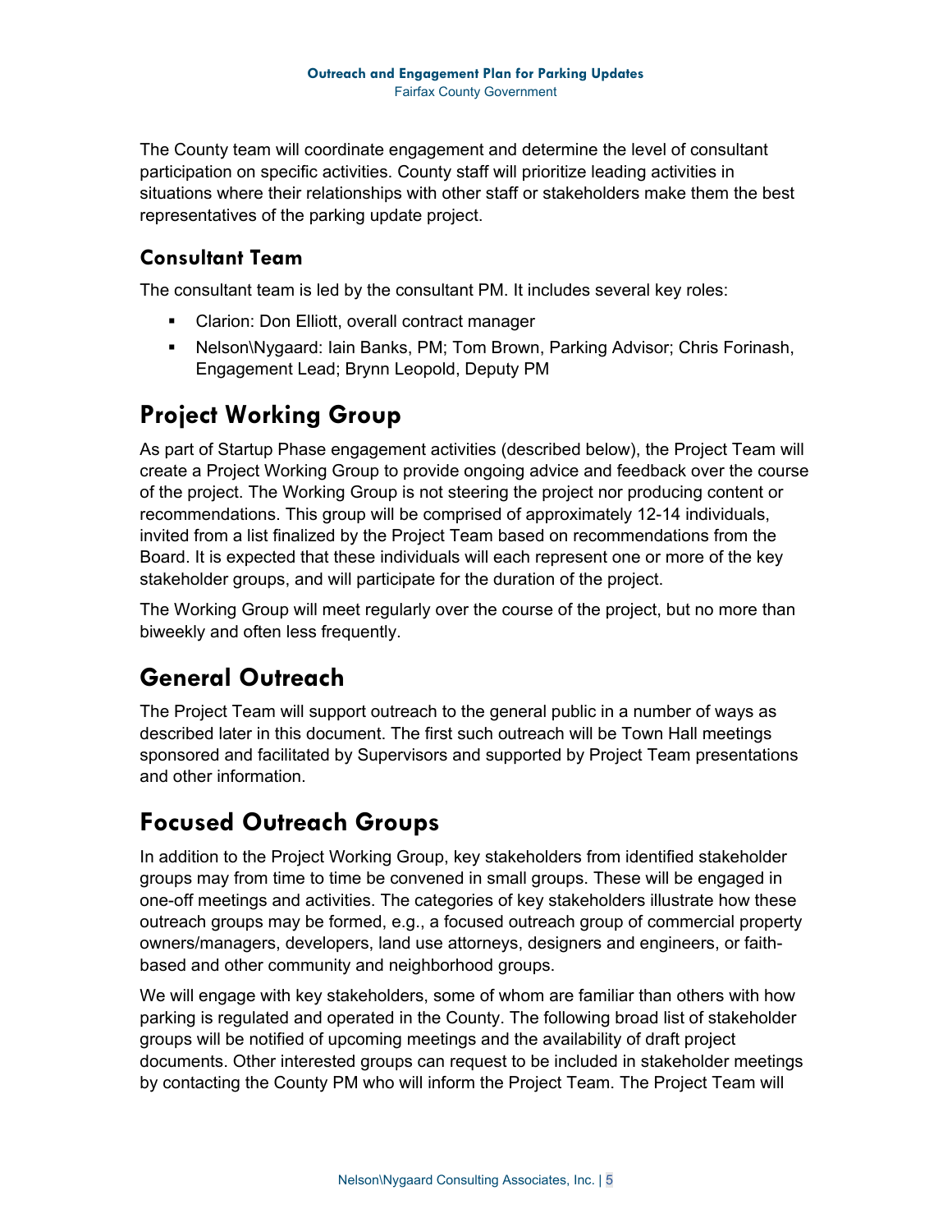The County team will coordinate engagement and determine the level of consultant participation on specific activities. County staff will prioritize leading activities in situations where their relationships with other staff or stakeholders make them the best representatives of the parking update project.

### Consultant Team

The consultant team is led by the consultant PM. It includes several key roles:

- Clarion: Don Elliott, overall contract manager
- Nelson\Nygaard: Iain Banks, PM; Tom Brown, Parking Advisor; Chris Forinash, Engagement Lead; Brynn Leopold, Deputy PM

## Project Working Group

As part of Startup Phase engagement activities (described below), the Project Team will create a Project Working Group to provide ongoing advice and feedback over the course of the project. The Working Group is not steering the project nor producing content or recommendations. This group will be comprised of approximately 12-14 individuals, invited from a list finalized by the Project Team based on recommendations from the Board. It is expected that these individuals will each represent one or more of the key stakeholder groups, and will participate for the duration of the project.

The Working Group will meet regularly over the course of the project, but no more than biweekly and often less frequently.

## General Outreach

The Project Team will support outreach to the general public in a number of ways as described later in this document. The first such outreach will be Town Hall meetings sponsored and facilitated by Supervisors and supported by Project Team presentations and other information.

## Focused Outreach Groups

In addition to the Project Working Group, key stakeholders from identified stakeholder groups may from time to time be convened in small groups. These will be engaged in one-off meetings and activities. The categories of key stakeholders illustrate how these outreach groups may be formed, e.g., a focused outreach group of commercial property owners/managers, developers, land use attorneys, designers and engineers, or faith-based and other community and neighborhood groups.

We will engage with key stakeholders, some of whom are familiar than others with how parking is regulated and operated in the County. The following broad list of stakeholder groups will be notified of upcoming meetings and the availability of draft project documents. Other interested groups can request to be included in stakeholder meetings by contacting the County PM who will inform the Project Team. The Project Team will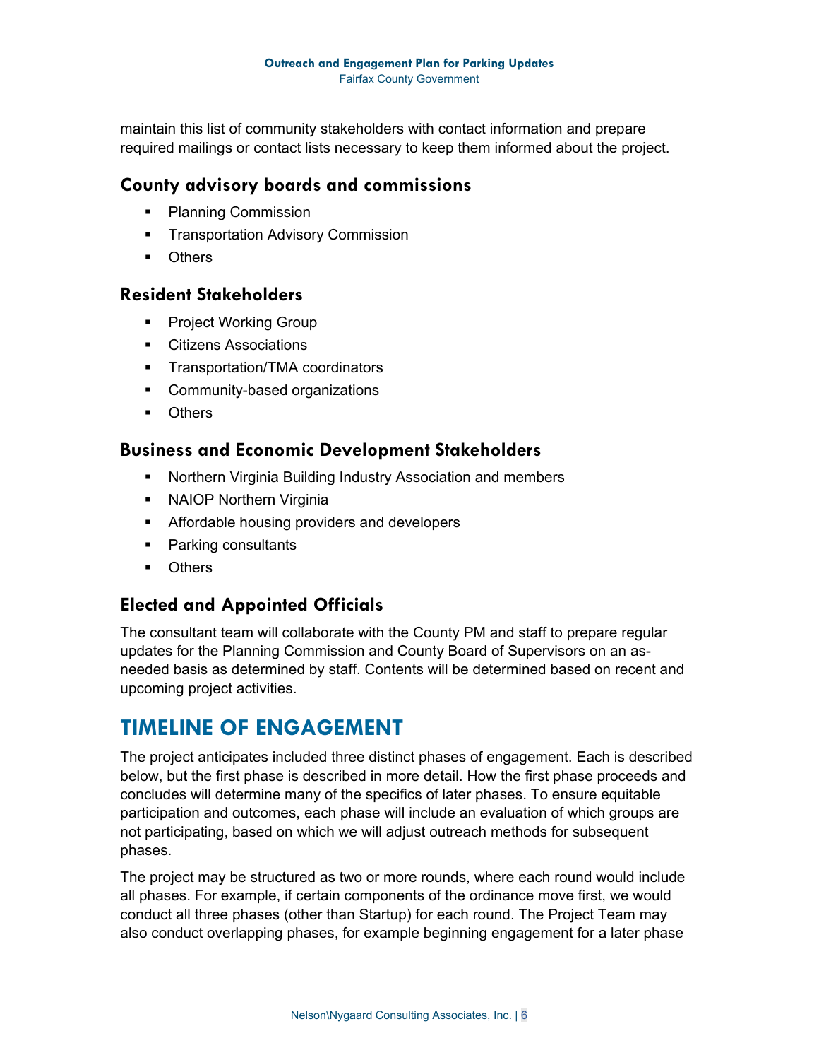maintain this list of community stakeholders with contact information and prepare required mailings or contact lists necessary to keep them informed about the project.

### County advisory boards and commissions

- Planning Commission
- Transportation Advisory Commission
- Others

### Resident Stakeholders

- Project Working Group
- Citizens Associations
- Transportation/TMA coordinators
- Community-based organizations
- Others

### Business and Economic Development Stakeholders

- Northern Virginia Building Industry Association and members
- NAIOP Northern Virginia
- Affordable housing providers and developers
- Parking consultants
- Others

### Elected and Appointed Officials

The consultant team will collaborate with the County PM and staff to prepare regular updates for the Planning Commission and County Board of Supervisors on an as-needed basis as determined by staff. Contents will be determined based on recent and upcoming project activities.

## TIMELINE OF ENGAGEMENT

The project anticipates included three distinct phases of engagement. Each is described below, but the first phase is described in more detail. How the first phase proceeds and concludes will determine many of the specifics of later phases. To ensure equitable participation and outcomes, each phase will include an evaluation of which groups are not participating, based on which we will adjust outreach methods for subsequent phases.

The project may be structured as two or more rounds, where each round would include all phases. For example, if certain components of the ordinance move first, we would conduct all three phases (other than Startup) for each round. The Project Team may also conduct overlapping phases, for example beginning engagement for a later phase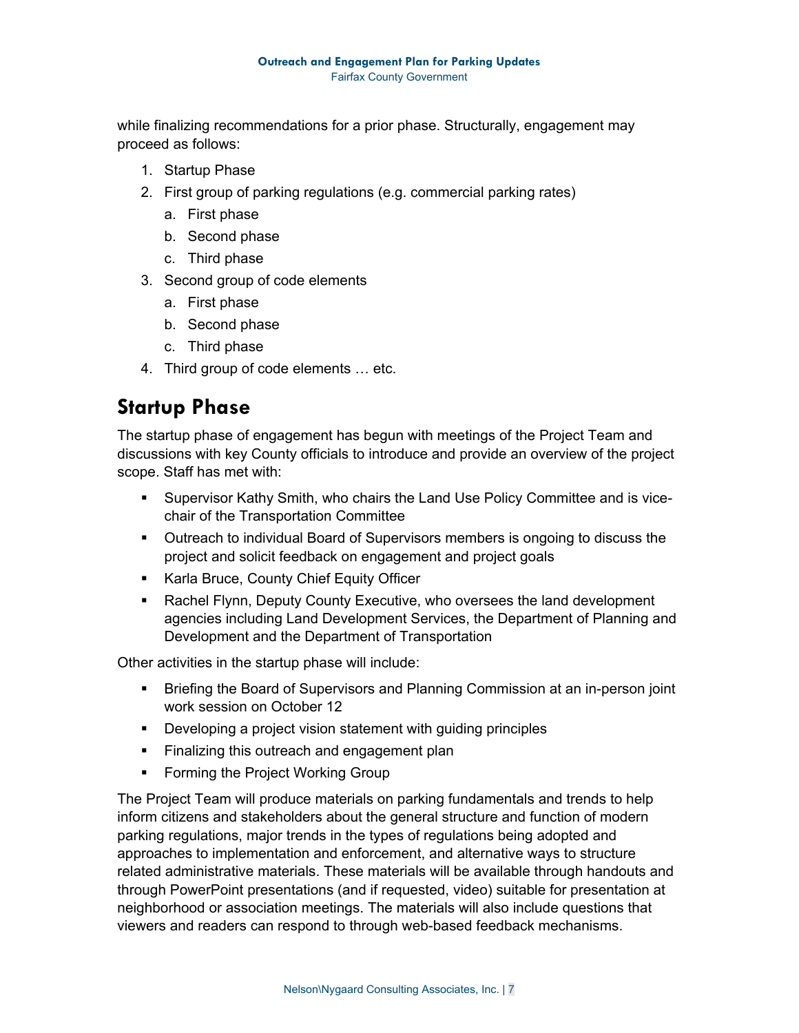while finalizing recommendations for a prior phase. Structurally, engagement may proceed as follows:

1. Startup Phase
2. First group of parking regulations (e.g. commercial parking rates)
   a. First phase
   b. Second phase
   c. Third phase
3. Second group of code elements
   a. First phase
   b. Second phase
   c. Third phase
4. Third group of code elements … etc.

## Startup Phase

The startup phase of engagement has begun with meetings of the Project Team and discussions with key County officials to introduce and provide an overview of the project scope. Staff has met with:

- Supervisor Kathy Smith, who chairs the Land Use Policy Committee and is vice-chair of the Transportation Committee
- Outreach to individual Board of Supervisors members is ongoing to discuss the project and solicit feedback on engagement and project goals
- Karla Bruce, County Chief Equity Officer
- Rachel Flynn, Deputy County Executive, who oversees the land development agencies including Land Development Services, the Department of Planning and Development and the Department of Transportation

Other activities in the startup phase will include:

- Briefing the Board of Supervisors and Planning Commission at an in-person joint work session on October 12
- Developing a project vision statement with guiding principles
- Finalizing this outreach and engagement plan
- Forming the Project Working Group

The Project Team will produce materials on parking fundamentals and trends to help inform citizens and stakeholders about the general structure and function of modern parking regulations, major trends in the types of regulations being adopted and approaches to implementation and enforcement, and alternative ways to structure related administrative materials. These materials will be available through handouts and through PowerPoint presentations (and if requested, video) suitable for presentation at neighborhood or association meetings. The materials will also include questions that viewers and readers can respond to through web-based feedback mechanisms.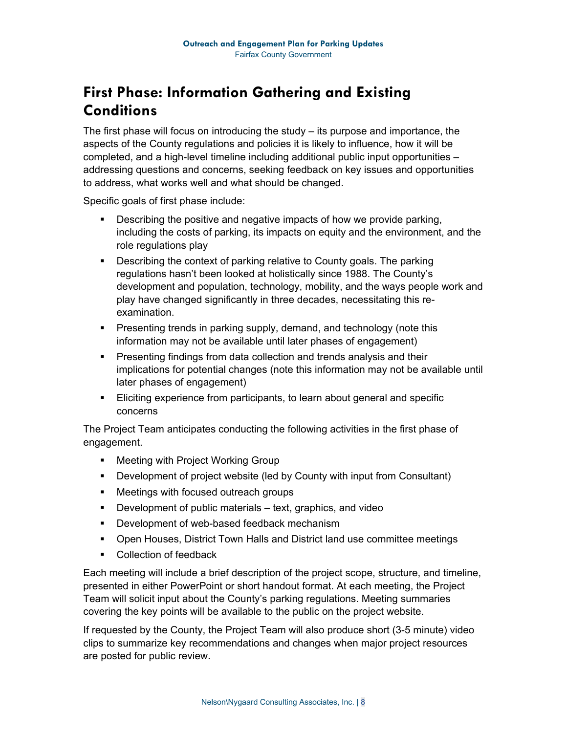# First Phase: Information Gathering and Existing Conditions

The first phase will focus on introducing the study – its purpose and importance, the aspects of the County regulations and policies it is likely to influence, how it will be completed, and a high-level timeline including additional public input opportunities – addressing questions and concerns, seeking feedback on key issues and opportunities to address, what works well and what should be changed.

Specific goals of first phase include:

- Describing the positive and negative impacts of how we provide parking, including the costs of parking, its impacts on equity and the environment, and the role regulations play
- Describing the context of parking relative to County goals. The parking regulations hasn't been looked at holistically since 1988. The County's development and population, technology, mobility, and the ways people work and play have changed significantly in three decades, necessitating this re-examination.
- Presenting trends in parking supply, demand, and technology (note this information may not be available until later phases of engagement)
- Presenting findings from data collection and trends analysis and their implications for potential changes (note this information may not be available until later phases of engagement)
- Eliciting experience from participants, to learn about general and specific concerns

The Project Team anticipates conducting the following activities in the first phase of engagement.

- Meeting with Project Working Group
- Development of project website (led by County with input from Consultant)
- Meetings with focused outreach groups
- Development of public materials – text, graphics, and video
- Development of web-based feedback mechanism
- Open Houses, District Town Halls and District land use committee meetings
- Collection of feedback

Each meeting will include a brief description of the project scope, structure, and timeline, presented in either PowerPoint or short handout format. At each meeting, the Project Team will solicit input about the County's parking regulations. Meeting summaries covering the key points will be available to the public on the project website.

If requested by the County, the Project Team will also produce short (3-5 minute) video clips to summarize key recommendations and changes when major project resources are posted for public review.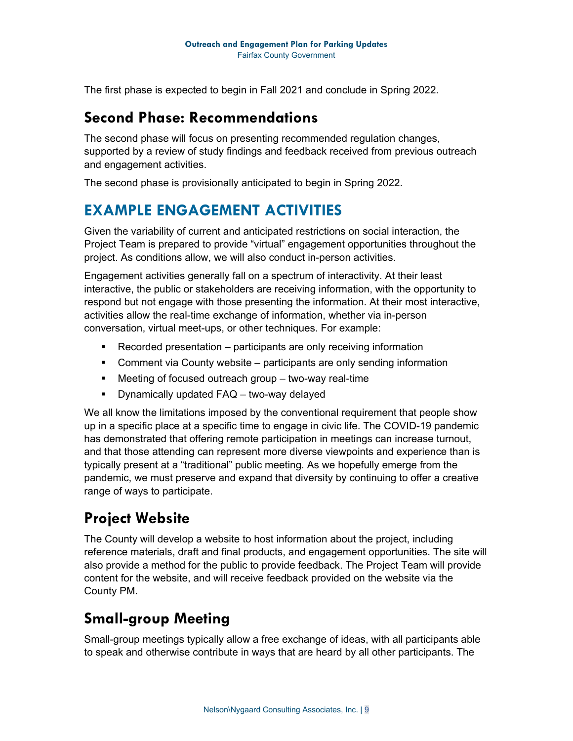The first phase is expected to begin in Fall 2021 and conclude in Spring 2022.

## Second Phase: Recommendations

The second phase will focus on presenting recommended regulation changes, supported by a review of study findings and feedback received from previous outreach and engagement activities.

The second phase is provisionally anticipated to begin in Spring 2022.

# EXAMPLE ENGAGEMENT ACTIVITIES

Given the variability of current and anticipated restrictions on social interaction, the Project Team is prepared to provide "virtual" engagement opportunities throughout the project. As conditions allow, we will also conduct in-person activities.

Engagement activities generally fall on a spectrum of interactivity. At their least interactive, the public or stakeholders are receiving information, with the opportunity to respond but not engage with those presenting the information. At their most interactive, activities allow the real-time exchange of information, whether via in-person conversation, virtual meet-ups, or other techniques. For example:

- Recorded presentation – participants are only receiving information
- Comment via County website – participants are only sending information
- Meeting of focused outreach group – two-way real-time
- Dynamically updated FAQ – two-way delayed

We all know the limitations imposed by the conventional requirement that people show up in a specific place at a specific time to engage in civic life. The COVID-19 pandemic has demonstrated that offering remote participation in meetings can increase turnout, and that those attending can represent more diverse viewpoints and experience than is typically present at a "traditional" public meeting. As we hopefully emerge from the pandemic, we must preserve and expand that diversity by continuing to offer a creative range of ways to participate.

## Project Website

The County will develop a website to host information about the project, including reference materials, draft and final products, and engagement opportunities. The site will also provide a method for the public to provide feedback. The Project Team will provide content for the website, and will receive feedback provided on the website via the County PM.

## Small-group Meeting

Small-group meetings typically allow a free exchange of ideas, with all participants able to speak and otherwise contribute in ways that are heard by all other participants. The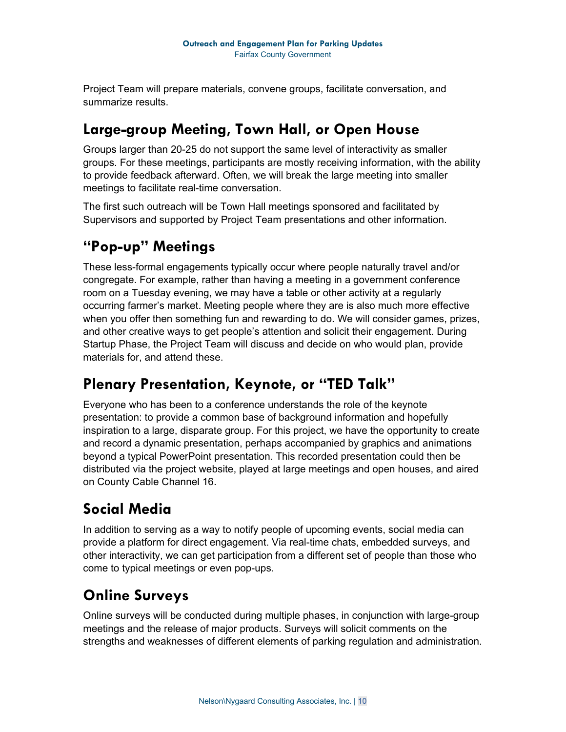Project Team will prepare materials, convene groups, facilitate conversation, and summarize results.

## Large-group Meeting, Town Hall, or Open House

Groups larger than 20-25 do not support the same level of interactivity as smaller groups. For these meetings, participants are mostly receiving information, with the ability to provide feedback afterward. Often, we will break the large meeting into smaller meetings to facilitate real-time conversation.

The first such outreach will be Town Hall meetings sponsored and facilitated by Supervisors and supported by Project Team presentations and other information.

## "Pop-up" Meetings

These less-formal engagements typically occur where people naturally travel and/or congregate. For example, rather than having a meeting in a government conference room on a Tuesday evening, we may have a table or other activity at a regularly occurring farmer's market. Meeting people where they are is also much more effective when you offer then something fun and rewarding to do. We will consider games, prizes, and other creative ways to get people's attention and solicit their engagement. During Startup Phase, the Project Team will discuss and decide on who would plan, provide materials for, and attend these.

## Plenary Presentation, Keynote, or "TED Talk"

Everyone who has been to a conference understands the role of the keynote presentation: to provide a common base of background information and hopefully inspiration to a large, disparate group. For this project, we have the opportunity to create and record a dynamic presentation, perhaps accompanied by graphics and animations beyond a typical PowerPoint presentation. This recorded presentation could then be distributed via the project website, played at large meetings and open houses, and aired on County Cable Channel 16.

## Social Media

In addition to serving as a way to notify people of upcoming events, social media can provide a platform for direct engagement. Via real-time chats, embedded surveys, and other interactivity, we can get participation from a different set of people than those who come to typical meetings or even pop-ups.

## Online Surveys

Online surveys will be conducted during multiple phases, in conjunction with large-group meetings and the release of major products. Surveys will solicit comments on the strengths and weaknesses of different elements of parking regulation and administration.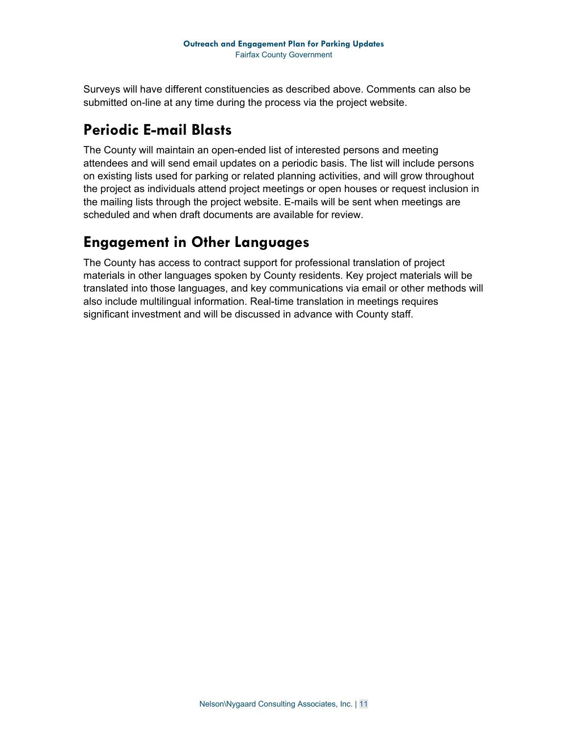Surveys will have different constituencies as described above. Comments can also be submitted on-line at any time during the process via the project website.

## Periodic E-mail Blasts

The County will maintain an open-ended list of interested persons and meeting attendees and will send email updates on a periodic basis. The list will include persons on existing lists used for parking or related planning activities, and will grow throughout the project as individuals attend project meetings or open houses or request inclusion in the mailing lists through the project website. E-mails will be sent when meetings are scheduled and when draft documents are available for review.

## Engagement in Other Languages

The County has access to contract support for professional translation of project materials in other languages spoken by County residents. Key project materials will be translated into those languages, and key communications via email or other methods will also include multilingual information. Real-time translation in meetings requires significant investment and will be discussed in advance with County staff.